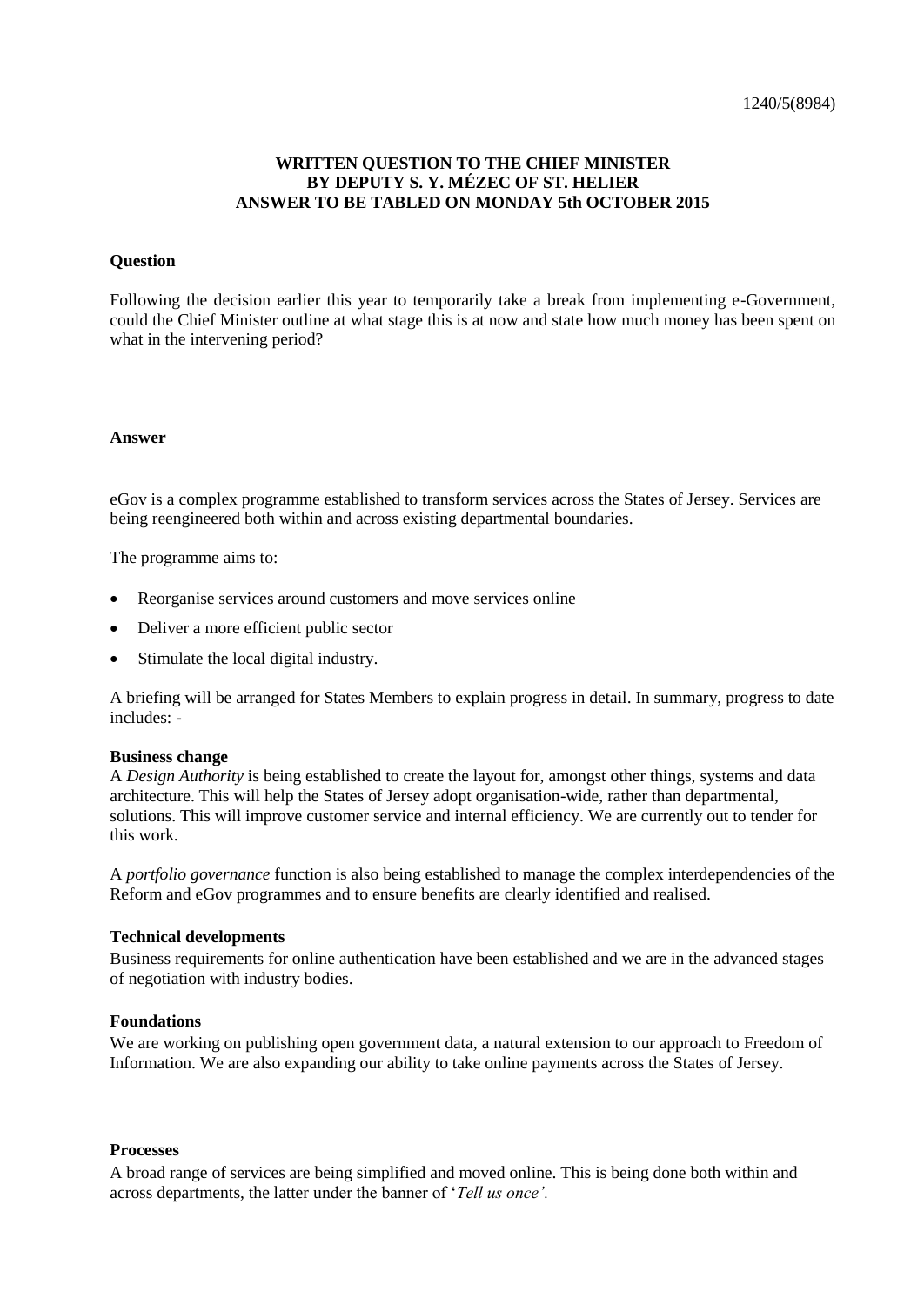1240/5(8984)

**WRITTEN QUESTION TO THE CHIEF MINISTER**
**BY DEPUTY S. Y. MÉZEC OF ST. HELIER**
**ANSWER TO BE TABLED ON MONDAY 5th OCTOBER 2015**

**Question**

Following the decision earlier this year to temporarily take a break from implementing e-Government, could the Chief Minister outline at what stage this is at now and state how much money has been spent on what in the intervening period?

**Answer**

eGov is a complex programme established to transform services across the States of Jersey. Services are being reengineered both within and across existing departmental boundaries.

The programme aims to:

- Reorganise services around customers and move services online
- Deliver a more efficient public sector
- Stimulate the local digital industry.

A briefing will be arranged for States Members to explain progress in detail. In summary, progress to date includes: -

**Business change**
A *Design Authority* is being established to create the layout for, amongst other things, systems and data architecture. This will help the States of Jersey adopt organisation-wide, rather than departmental, solutions. This will improve customer service and internal efficiency. We are currently out to tender for this work.

A *portfolio governance* function is also being established to manage the complex interdependencies of the Reform and eGov programmes and to ensure benefits are clearly identified and realised.

**Technical developments**
Business requirements for online authentication have been established and we are in the advanced stages of negotiation with industry bodies.

**Foundations**
We are working on publishing open government data, a natural extension to our approach to Freedom of Information. We are also expanding our ability to take online payments across the States of Jersey.

**Processes**
A broad range of services are being simplified and moved online. This is being done both within and across departments, the latter under the banner of '*Tell us once'.*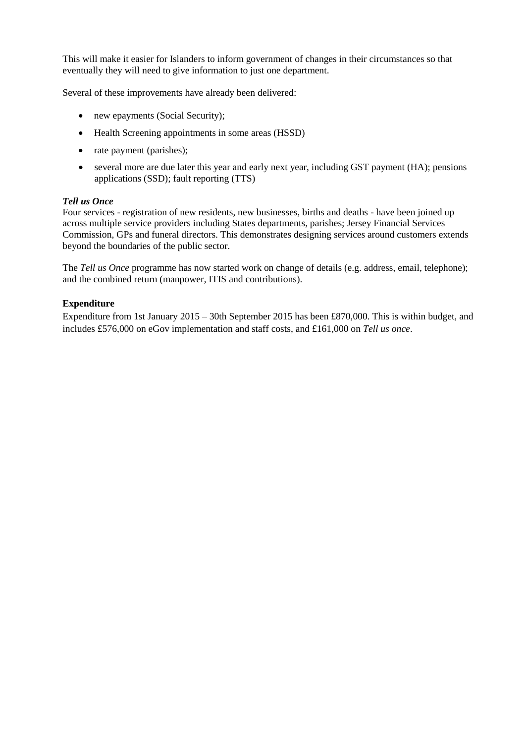This will make it easier for Islanders to inform government of changes in their circumstances so that eventually they will need to give information to just one department.

Several of these improvements have already been delivered:

- new epayments (Social Security);
- Health Screening appointments in some areas (HSSD)
- rate payment (parishes);
- several more are due later this year and early next year, including GST payment (HA); pensions applications (SSD); fault reporting (TTS)

***Tell us Once***

Four services - registration of new residents, new businesses, births and deaths - have been joined up across multiple service providers including States departments, parishes; Jersey Financial Services Commission, GPs and funeral directors. This demonstrates designing services around customers extends beyond the boundaries of the public sector.

The *Tell us Once* programme has now started work on change of details (e.g. address, email, telephone); and the combined return (manpower, ITIS and contributions).

**Expenditure**

Expenditure from 1st January 2015 – 30th September 2015 has been £870,000. This is within budget, and includes £576,000 on eGov implementation and staff costs, and £161,000 on *Tell us once*.